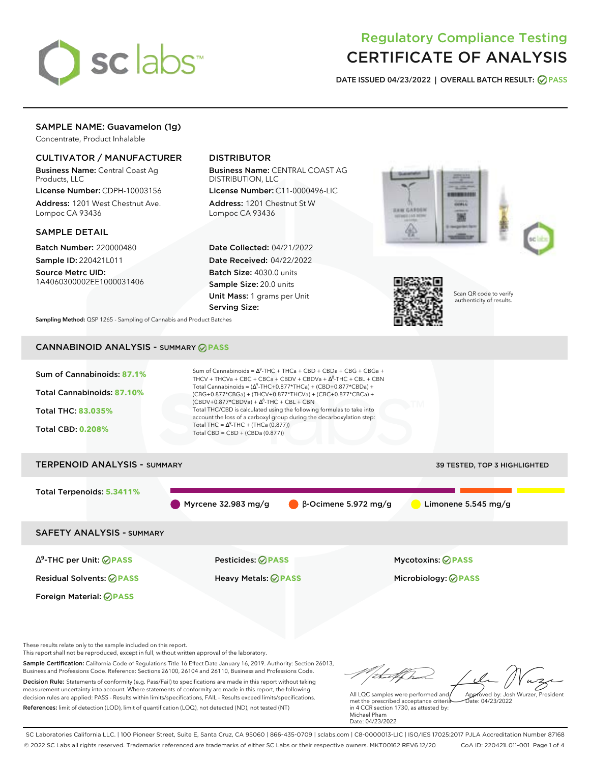# Regulatory Compliance Testing
# CERTIFICATE OF ANALYSIS

**DATE ISSUED 04/23/2022 | OVERALL BATCH RESULT: PASS**

## SAMPLE NAME: Guavamelon (1g)

Concentrate, Product Inhalable

### CULTIVATOR / MANUFACTURER

**Business Name:** Central Coast Ag Products, LLC

**License Number:** CDPH-10003156

**Address:** 1201 West Chestnut Ave. Lompoc CA 93436

### DISTRIBUTOR

**Business Name:** CENTRAL COAST AG DISTRIBUTION, LLC

**License Number:** C11-0000496-LIC

**Address:** 1201 Chestnut St W Lompoc CA 93436

### SAMPLE DETAIL

**Batch Number:** 220000480

**Sample ID:** 220421L011

**Source Metrc UID:** 1A4060300002EE1000031406

**Date Collected:** 04/21/2022

**Date Received:** 04/22/2022

**Batch Size:** 4030.0 units

**Sample Size:** 20.0 units

**Unit Mass:** 1 grams per Unit

**Serving Size:**

Scan QR code to verify authenticity of results.

**Sampling Method:** QSP 1265 - Sampling of Cannabis and Product Batches

## CANNABINOID ANALYSIS - SUMMARY PASS

**Sum of Cannabinoids:** 87.1%

**Total Cannabinoids:** 87.10%

**Total THC:** 83.035%

**Total CBD:** 0.208%

Sum of Cannabinoids = $\Delta^9$-THC + THCa + CBD + CBDa + CBG + CBGa + THCV + THCVa + CBC + CBCa + CBDV + CBDVa + $\Delta^8$-THC + CBL + CBN

Total Cannabinoids = ($\Delta^9$-THC+0.877*THCa) + (CBD+0.877*CBDa) + (CBG+0.877*CBGa) + (THCV+0.877*THCVa) + (CBC+0.877*CBCa) + (CBDV+0.877*CBDVa) + $\Delta^8$-THC + CBL + CBN

Total THC/CBD is calculated using the following formulas to take into account the loss of a carboxyl group during the decarboxylation step:

Total THC = $\Delta^9$-THC + (THCa (0.877))

Total CBD = CBD + (CBDa (0.877))

## TERPENOID ANALYSIS - SUMMARY

39 TESTED, TOP 3 HIGHLIGHTED

**Total Terpenoids:** 5.3411%

Myrcene 32.983 mg/g | β-Ocimene 5.972 mg/g | Limonene 5.545 mg/g

## SAFETY ANALYSIS - SUMMARY

| | | |
|---|---|---|
| $\Delta^9$-THC per Unit: PASS | Pesticides: PASS | Mycotoxins: PASS |
| Residual Solvents: PASS | Heavy Metals: PASS | Microbiology: PASS |
| Foreign Material: PASS | | |

These results relate only to the sample included on this report.
This report shall not be reproduced, except in full, without written approval of the laboratory.

**Sample Certification:** California Code of Regulations Title 16 Effect Date January 16, 2019. Authority: Section 26013, Business and Professions Code. Reference: Sections 26100, 26104 and 26110, Business and Professions Code.

**Decision Rule:** Statements of conformity (e.g. Pass/Fail) to specifications are made in this report without taking measurement uncertainty into account. Where statements of conformity are made in this report, the following decision rules are applied: PASS - Results within limits/specifications, FAIL - Results exceed limits/specifications.

**References:** limit of detection (LOD), limit of quantification (LOQ), not detected (ND), not tested (NT)

All LQC samples were performed and met the prescribed acceptance criteria in 4 CCR section 1730, as attested by: Michael Pham
Date: 04/23/2022

Approved by: Josh Wurzer, President
Date: 04/23/2022

SC Laboratories California LLC. | 100 Pioneer Street, Suite E, Santa Cruz, CA 95060 | 866-435-0709 | sclabs.com | C8-0000013-LIC | ISO/IES 17025:2017 PJLA Accreditation Number 87168
© 2022 SC Labs all rights reserved. Trademarks referenced are trademarks of either SC Labs or their respective owners. MKT00162 REV6 12/20 CoA ID: 220421L011-001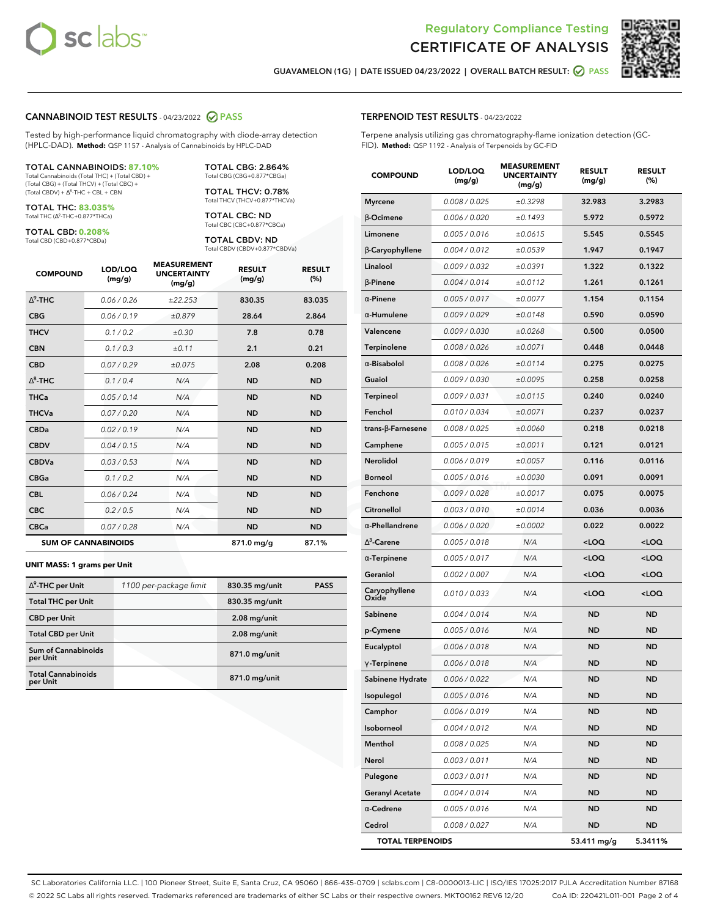Regulatory Compliance Testing

# CERTIFICATE OF ANALYSIS

GUAVAMELON (1G) | DATE ISSUED 04/23/2022 | OVERALL BATCH RESULT: PASS

## CANNABINOID TEST RESULTS - 04/23/2022 PASS

Tested by high-performance liquid chromatography with diode-array detection (HPLC-DAD). **Method:** QSP 1157 - Analysis of Cannabinoids by HPLC-DAD

**TOTAL CANNABINOIDS: 87.10%**
Total Cannabinoids (Total THC) + (Total CBD) + (Total CBG) + (Total THCV) + (Total CBC) + (Total CBDV) + $\Delta^8$-THC + CBL + CBN

**TOTAL THC: 83.035%**
Total THC ($\Delta^9$-THC+0.877*THCa)

**TOTAL CBD: 0.208%**
Total CBD (CBD+0.877*CBDa)

**TOTAL CBG: 2.864%**
Total CBG (CBG+0.877*CBGa)

**TOTAL THCV: 0.78%**
Total THCV (THCV+0.877*THCVa)

**TOTAL CBC: ND**
Total CBC (CBC+0.877*CBCa)

**TOTAL CBDV: ND**
Total CBDV (CBDV+0.877*CBDVa)

| COMPOUND | LOD/LOQ (mg/g) | MEASUREMENT UNCERTAINTY (mg/g) | RESULT (mg/g) | RESULT (%) |
|---|---|---|---|---|
| $\Delta^9$-THC | 0.06 / 0.26 | ±22.253 | 830.35 | 83.035 |
| CBG | 0.06 / 0.19 | ±0.879 | 28.64 | 2.864 |
| THCV | 0.1 / 0.2 | ±0.30 | 7.8 | 0.78 |
| CBN | 0.1 / 0.3 | ±0.11 | 2.1 | 0.21 |
| CBD | 0.07 / 0.29 | ±0.075 | 2.08 | 0.208 |
| $\Delta^8$-THC | 0.1 / 0.4 | N/A | ND | ND |
| THCa | 0.05 / 0.14 | N/A | ND | ND |
| THCVa | 0.07 / 0.20 | N/A | ND | ND |
| CBDa | 0.02 / 0.19 | N/A | ND | ND |
| CBDV | 0.04 / 0.15 | N/A | ND | ND |
| CBDVa | 0.03 / 0.53 | N/A | ND | ND |
| CBGa | 0.1 / 0.2 | N/A | ND | ND |
| CBL | 0.06 / 0.24 | N/A | ND | ND |
| CBC | 0.2 / 0.5 | N/A | ND | ND |
| CBCa | 0.07 / 0.28 | N/A | ND | ND |
| **SUM OF CANNABINOIDS** | | | 871.0 mg/g | 87.1% |

**UNIT MASS: 1 grams per Unit**

| | | | |
|---|---|---|---|
| $\Delta^9$-THC per Unit | 1100 per-package limit | 830.35 mg/unit | PASS |
| Total THC per Unit | | 830.35 mg/unit | |
| CBD per Unit | | 2.08 mg/unit | |
| Total CBD per Unit | | 2.08 mg/unit | |
| Sum of Cannabinoids per Unit | | 871.0 mg/unit | |
| Total Cannabinoids per Unit | | 871.0 mg/unit | |

## TERPENOID TEST RESULTS - 04/23/2022

Terpene analysis utilizing gas chromatography-flame ionization detection (GC-FID). **Method:** QSP 1192 - Analysis of Terpenoids by GC-FID

| COMPOUND | LOD/LOQ (mg/g) | MEASUREMENT UNCERTAINTY (mg/g) | RESULT (mg/g) | RESULT (%) |
|---|---|---|---|---|
| Myrcene | 0.008 / 0.025 | ±0.3298 | 32.983 | 3.2983 |
| β-Ocimene | 0.006 / 0.020 | ±0.1493 | 5.972 | 0.5972 |
| Limonene | 0.005 / 0.016 | ±0.0615 | 5.545 | 0.5545 |
| β-Caryophyllene | 0.004 / 0.012 | ±0.0539 | 1.947 | 0.1947 |
| Linalool | 0.009 / 0.032 | ±0.0391 | 1.322 | 0.1322 |
| β-Pinene | 0.004 / 0.014 | ±0.0112 | 1.261 | 0.1261 |
| α-Pinene | 0.005 / 0.017 | ±0.0077 | 1.154 | 0.1154 |
| α-Humulene | 0.009 / 0.029 | ±0.0148 | 0.590 | 0.0590 |
| Valencene | 0.009 / 0.030 | ±0.0268 | 0.500 | 0.0500 |
| Terpinolene | 0.008 / 0.026 | ±0.0071 | 0.448 | 0.0448 |
| α-Bisabolol | 0.008 / 0.026 | ±0.0114 | 0.275 | 0.0275 |
| Guaiol | 0.009 / 0.030 | ±0.0095 | 0.258 | 0.0258 |
| Terpineol | 0.009 / 0.031 | ±0.0115 | 0.240 | 0.0240 |
| Fenchol | 0.010 / 0.034 | ±0.0071 | 0.237 | 0.0237 |
| trans-β-Farnesene | 0.008 / 0.025 | ±0.0060 | 0.218 | 0.0218 |
| Camphene | 0.005 / 0.015 | ±0.0011 | 0.121 | 0.0121 |
| Nerolidol | 0.006 / 0.019 | ±0.0057 | 0.116 | 0.0116 |
| Borneol | 0.005 / 0.016 | ±0.0030 | 0.091 | 0.0091 |
| Fenchone | 0.009 / 0.028 | ±0.0017 | 0.075 | 0.0075 |
| Citronellol | 0.003 / 0.010 | ±0.0014 | 0.036 | 0.0036 |
| α-Phellandrene | 0.006 / 0.020 | ±0.0002 | 0.022 | 0.0022 |
| $\Delta^3$-Carene | 0.005 / 0.018 | N/A | <LOQ | <LOQ |
| α-Terpinene | 0.005 / 0.017 | N/A | <LOQ | <LOQ |
| Geraniol | 0.002 / 0.007 | N/A | <LOQ | <LOQ |
| Caryophyllene Oxide | 0.010 / 0.033 | N/A | <LOQ | <LOQ |
| Sabinene | 0.004 / 0.014 | N/A | ND | ND |
| p-Cymene | 0.005 / 0.016 | N/A | ND | ND |
| Eucalyptol | 0.006 / 0.018 | N/A | ND | ND |
| γ-Terpinene | 0.006 / 0.018 | N/A | ND | ND |
| Sabinene Hydrate | 0.006 / 0.022 | N/A | ND | ND |
| Isopulegol | 0.005 / 0.016 | N/A | ND | ND |
| Camphor | 0.006 / 0.019 | N/A | ND | ND |
| Isoborneol | 0.004 / 0.012 | N/A | ND | ND |
| Menthol | 0.008 / 0.025 | N/A | ND | ND |
| Nerol | 0.003 / 0.011 | N/A | ND | ND |
| Pulegone | 0.003 / 0.011 | N/A | ND | ND |
| Geranyl Acetate | 0.004 / 0.014 | N/A | ND | ND |
| α-Cedrene | 0.005 / 0.016 | N/A | ND | ND |
| Cedrol | 0.008 / 0.027 | N/A | ND | ND |
| **TOTAL TERPENOIDS** | | | 53.411 mg/g | 5.3411% |

SC Laboratories California LLC. | 100 Pioneer Street, Suite E, Santa Cruz, CA 95060 | 866-435-0709 | sclabs.com | C8-0000013-LIC | ISO/IES 17025:2017 PJLA Accreditation Number 87168
© 2022 SC Labs all rights reserved. Trademarks referenced are trademarks of either SC Labs or their respective owners. MKT00162 REV6 12/20 CoA ID: 220421L011-001